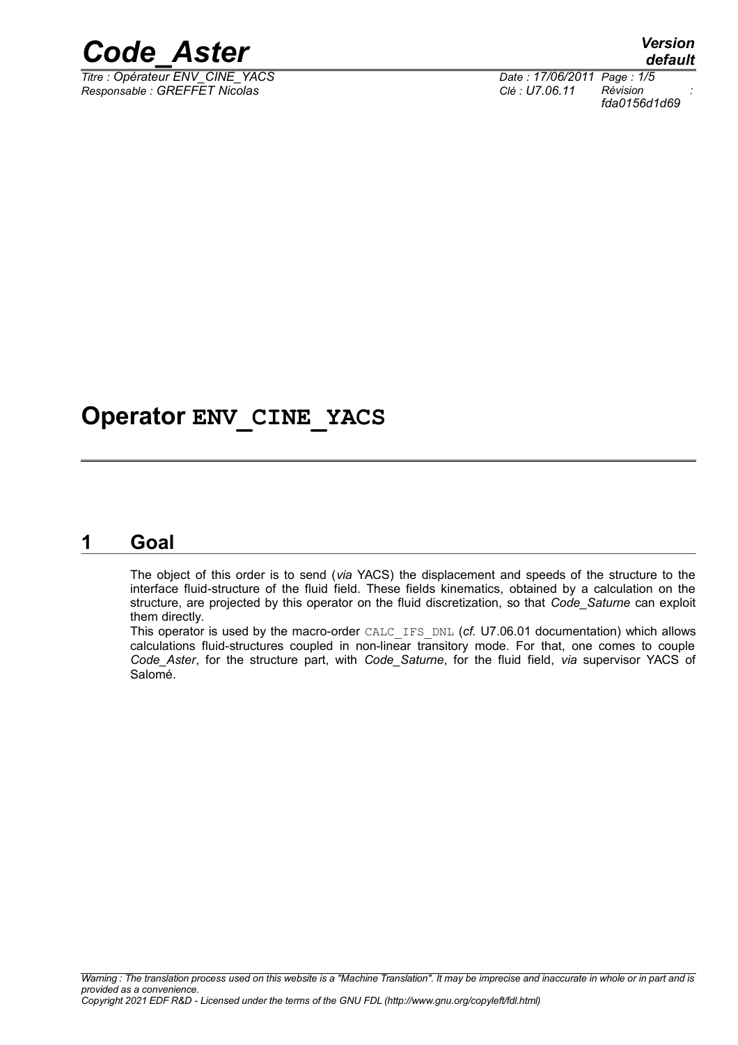# Operator ENV_CINE_YACS

## 1 Goal

The object of this order is to send (*via* YACS) the displacement and speeds of the structure to the interface fluid-structure of the fluid field. These fields kinematics, obtained by a calculation on the structure, are projected by this operator on the fluid discretization, so that *Code_Saturne* can exploit them directly.

This operator is used by the macro-order CALC_IFS_DNL (*cf.* U7.06.01 documentation) which allows calculations fluid-structures coupled in non-linear transitory mode. For that, one comes to couple *Code_Aster*, for the structure part, with *Code_Saturne*, for the fluid field, *via* supervisor YACS of Salomé.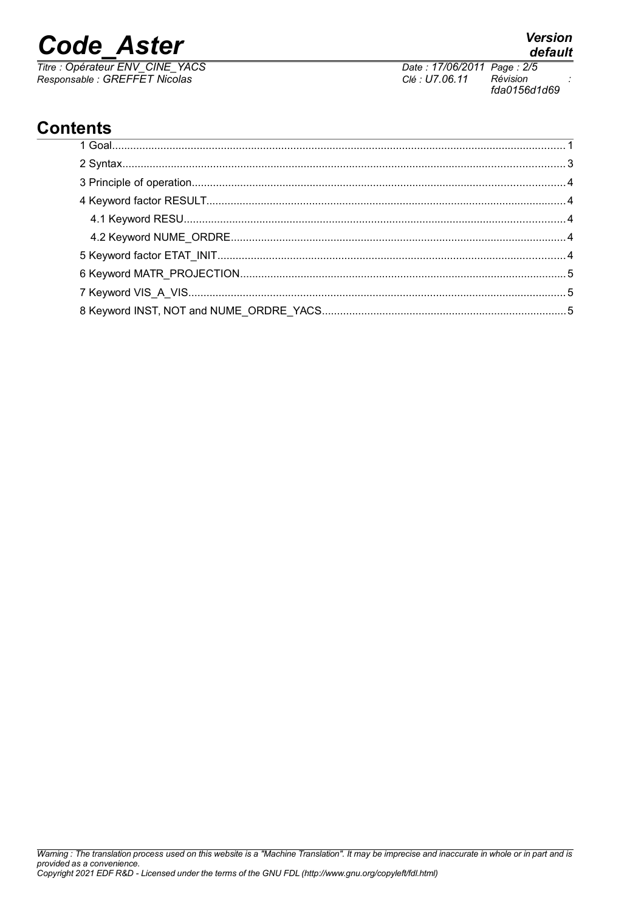## Contents

1 Goal....................1
2 Syntax....................3
3 Principle of operation....................4
4 Keyword factor RESULT....................4
 4.1 Keyword RESU....................4
 4.2 Keyword NUME_ORDRE....................4
5 Keyword factor ETAT_INIT....................4
6 Keyword MATR_PROJECTION....................5
7 Keyword VIS_A_VIS....................5
8 Keyword INST, NOT and NUME_ORDRE_YACS....................5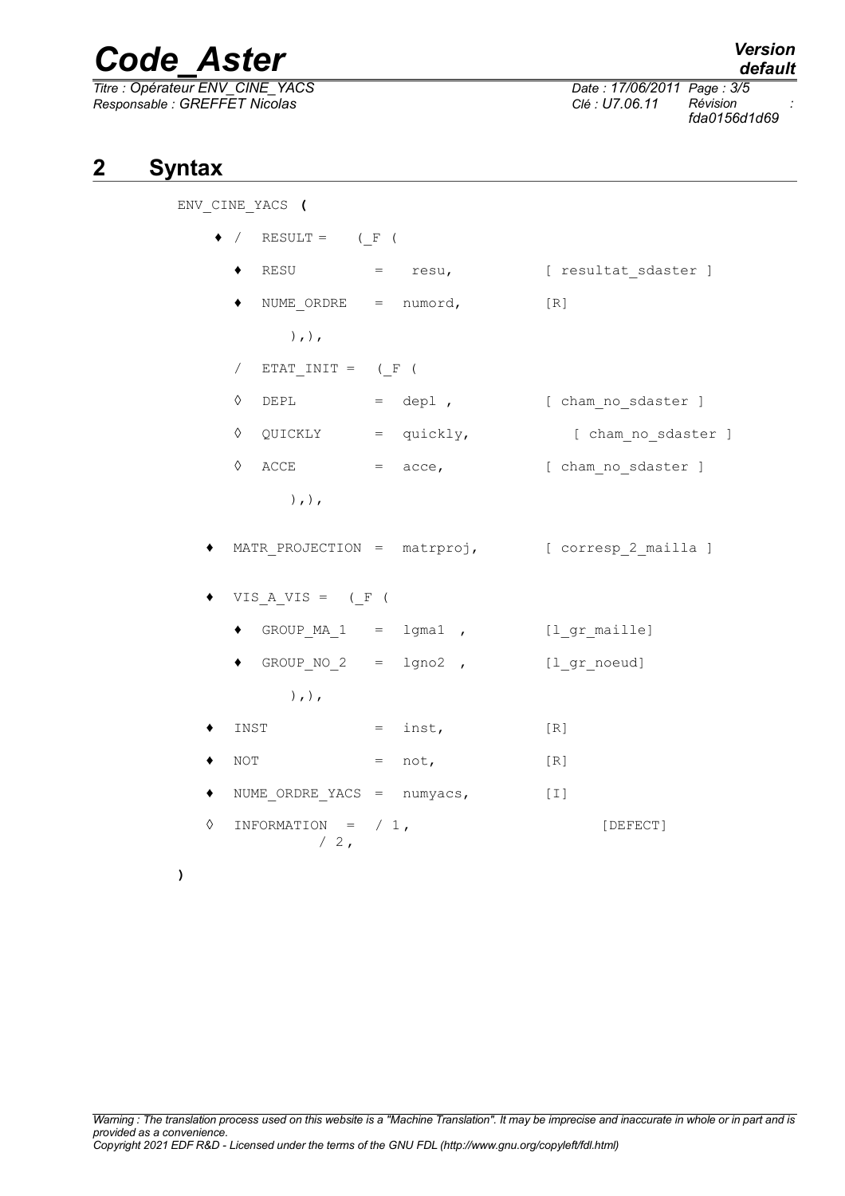## 2 Syntax

```
ENV_CINE_YACS (

    ♦ /  RESULT =    (_F (

       ♦  RESU         =   resu,          [ resultat_sdaster ]

       ♦  NUME_ORDRE   =  numord,         [R]

             ),),

      /  ETAT_INIT =  (_F (

       ◊  DEPL         =  depl ,          [ cham_no_sdaster ]

       ◊  QUICKLY      =  quickly,            [ cham_no_sdaster ]

       ◊  ACCE         =  acce,           [ cham_no_sdaster ]

             ),),

    ♦  MATR_PROJECTION =  matrproj,       [ corresp_2_mailla ]

    ♦  VIS_A_VIS =  (_F (

       ♦  GROUP_MA_1   =  lgma1  ,        [l_gr_maille]

       ♦  GROUP_NO_2   =  lgno2  ,        [l_gr_noeud]

             ),),

    ♦  INST            =  inst,           [R]

    ♦  NOT             =  not,            [R]

    ♦  NUME_ORDRE_YACS =  numyacs,        [I]

    ◊  INFORMATION  =  / 1,                   [DEFECT]
                 / 2,

)
```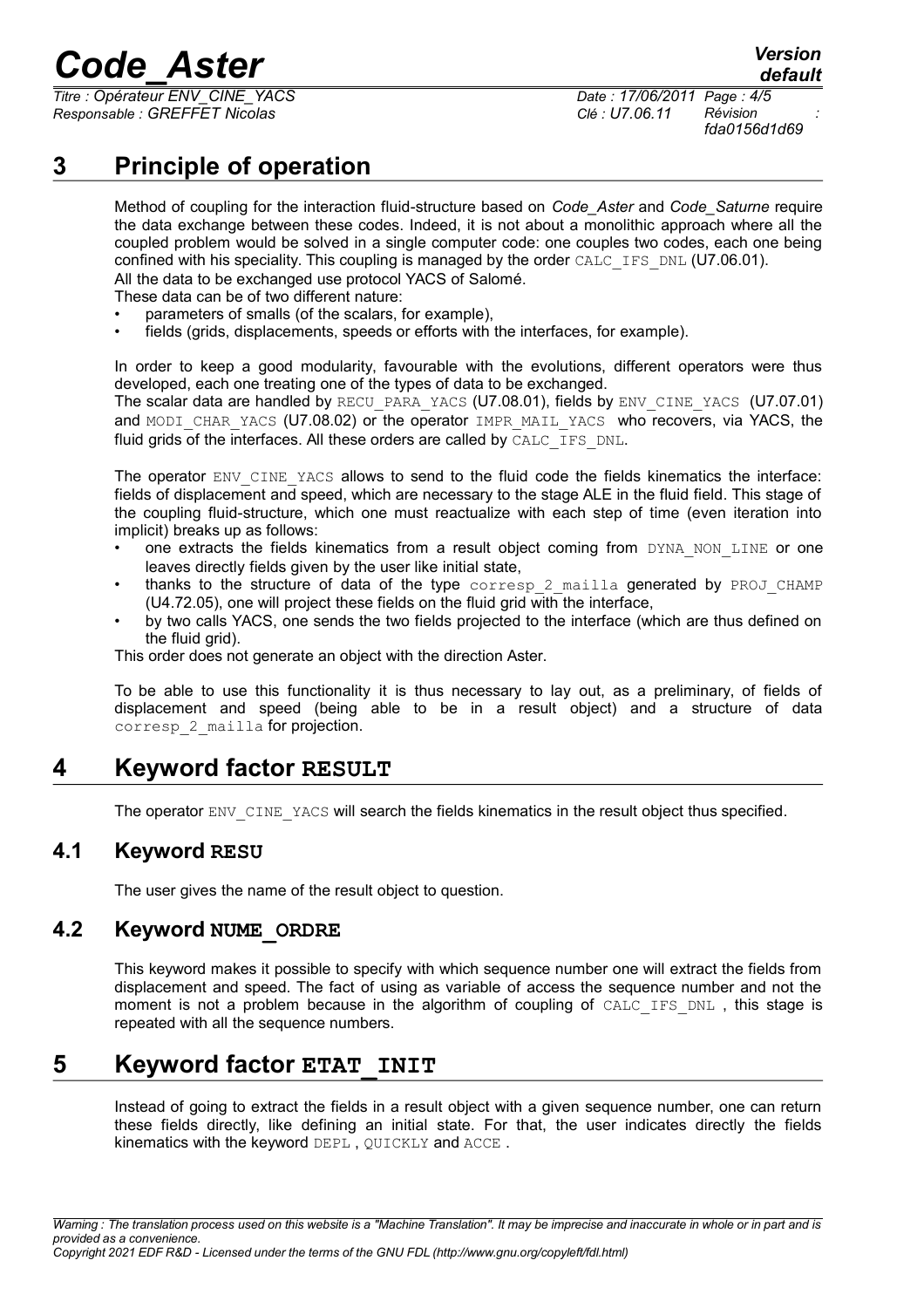# 3 Principle of operation

Method of coupling for the interaction fluid-structure based on *Code_Aster* and *Code_Saturne* require the data exchange between these codes. Indeed, it is not about a monolithic approach where all the coupled problem would be solved in a single computer code: one couples two codes, each one being confined with his speciality. This coupling is managed by the order CALC_IFS_DNL (U7.06.01).
All the data to be exchanged use protocol YACS of Salomé.
These data can be of two different nature:

- parameters of smalls (of the scalars, for example),
- fields (grids, displacements, speeds or efforts with the interfaces, for example).

In order to keep a good modularity, favourable with the evolutions, different operators were thus developed, each one treating one of the types of data to be exchanged.
The scalar data are handled by RECU_PARA_YACS (U7.08.01), fields by ENV_CINE_YACS (U7.07.01) and MODI_CHAR_YACS (U7.08.02) or the operator IMPR_MAIL_YACS who recovers, via YACS, the fluid grids of the interfaces. All these orders are called by CALC_IFS_DNL.

The operator ENV_CINE_YACS allows to send to the fluid code the fields kinematics the interface: fields of displacement and speed, which are necessary to the stage ALE in the fluid field. This stage of the coupling fluid-structure, which one must reactualize with each step of time (even iteration into implicit) breaks up as follows:

- one extracts the fields kinematics from a result object coming from DYNA_NON_LINE or one leaves directly fields given by the user like initial state,
- thanks to the structure of data of the type corresp_2_mailla generated by PROJ_CHAMP (U4.72.05), one will project these fields on the fluid grid with the interface,
- by two calls YACS, one sends the two fields projected to the interface (which are thus defined on the fluid grid).

This order does not generate an object with the direction Aster.

To be able to use this functionality it is thus necessary to lay out, as a preliminary, of fields of displacement and speed (being able to be in a result object) and a structure of data corresp_2_mailla for projection.

# 4 Keyword factor RESULT

The operator ENV_CINE_YACS will search the fields kinematics in the result object thus specified.

## 4.1 Keyword RESU

The user gives the name of the result object to question.

## 4.2 Keyword NUME_ORDRE

This keyword makes it possible to specify with which sequence number one will extract the fields from displacement and speed. The fact of using as variable of access the sequence number and not the moment is not a problem because in the algorithm of coupling of CALC_IFS_DNL , this stage is repeated with all the sequence numbers.

# 5 Keyword factor ETAT_INIT

Instead of going to extract the fields in a result object with a given sequence number, one can return these fields directly, like defining an initial state. For that, the user indicates directly the fields kinematics with the keyword DEPL , QUICKLY and ACCE .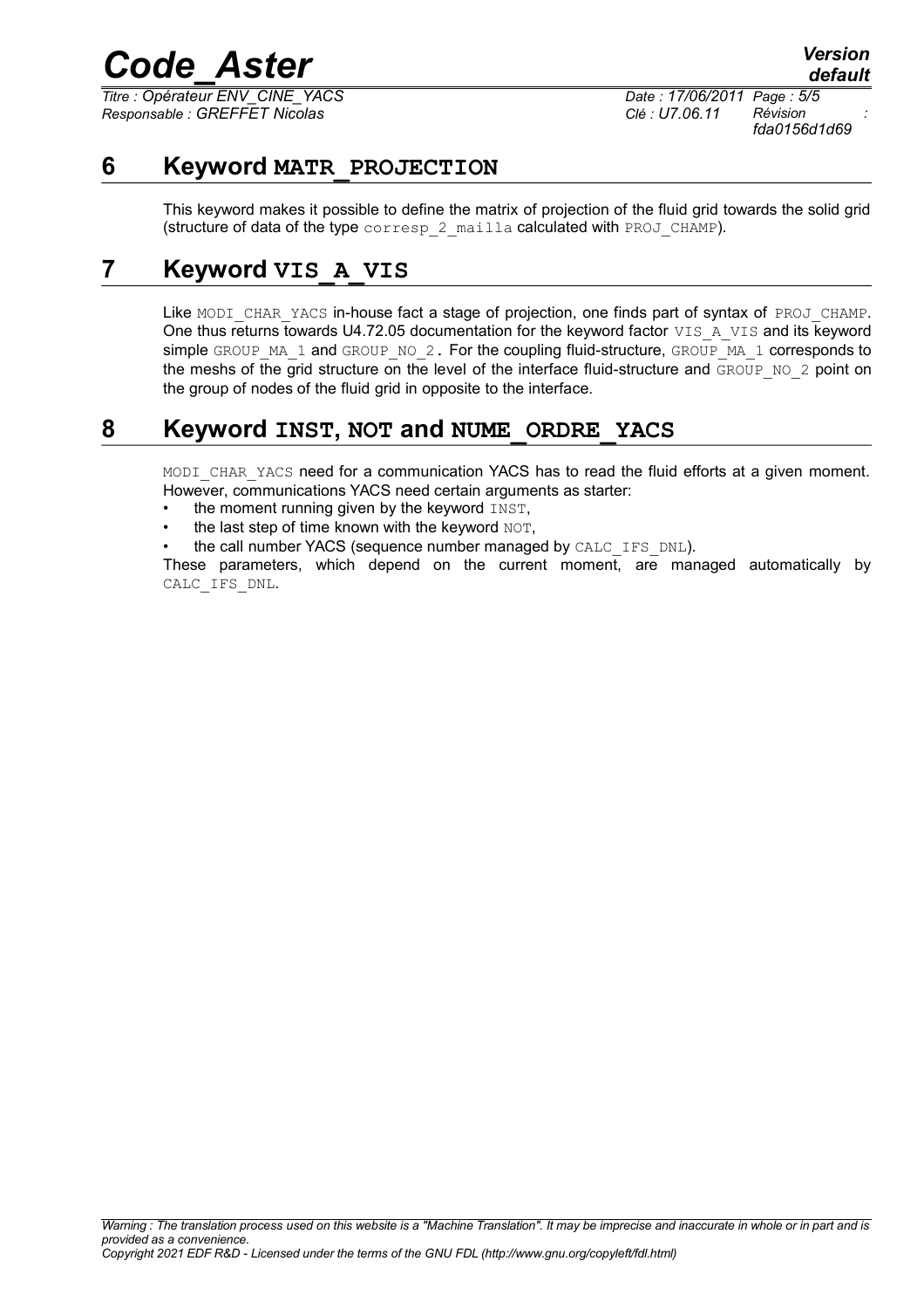## 6 Keyword MATR_PROJECTION

This keyword makes it possible to define the matrix of projection of the fluid grid towards the solid grid (structure of data of the type corresp_2_mailla calculated with PROJ_CHAMP).

## 7 Keyword VIS_A_VIS

Like MODI_CHAR_YACS in-house fact a stage of projection, one finds part of syntax of PROJ_CHAMP. One thus returns towards U4.72.05 documentation for the keyword factor VIS_A_VIS and its keyword simple GROUP_MA_1 and GROUP_NO_2. For the coupling fluid-structure, GROUP_MA_1 corresponds to the meshs of the grid structure on the level of the interface fluid-structure and GROUP_NO_2 point on the group of nodes of the fluid grid in opposite to the interface.

## 8 Keyword INST, NOT and NUME_ORDRE_YACS

MODI_CHAR_YACS need for a communication YACS has to read the fluid efforts at a given moment. However, communications YACS need certain arguments as starter:

- the moment running given by the keyword INST,
- the last step of time known with the keyword NOT,
- the call number YACS (sequence number managed by CALC_IFS_DNL).

These parameters, which depend on the current moment, are managed automatically by CALC_IFS_DNL.